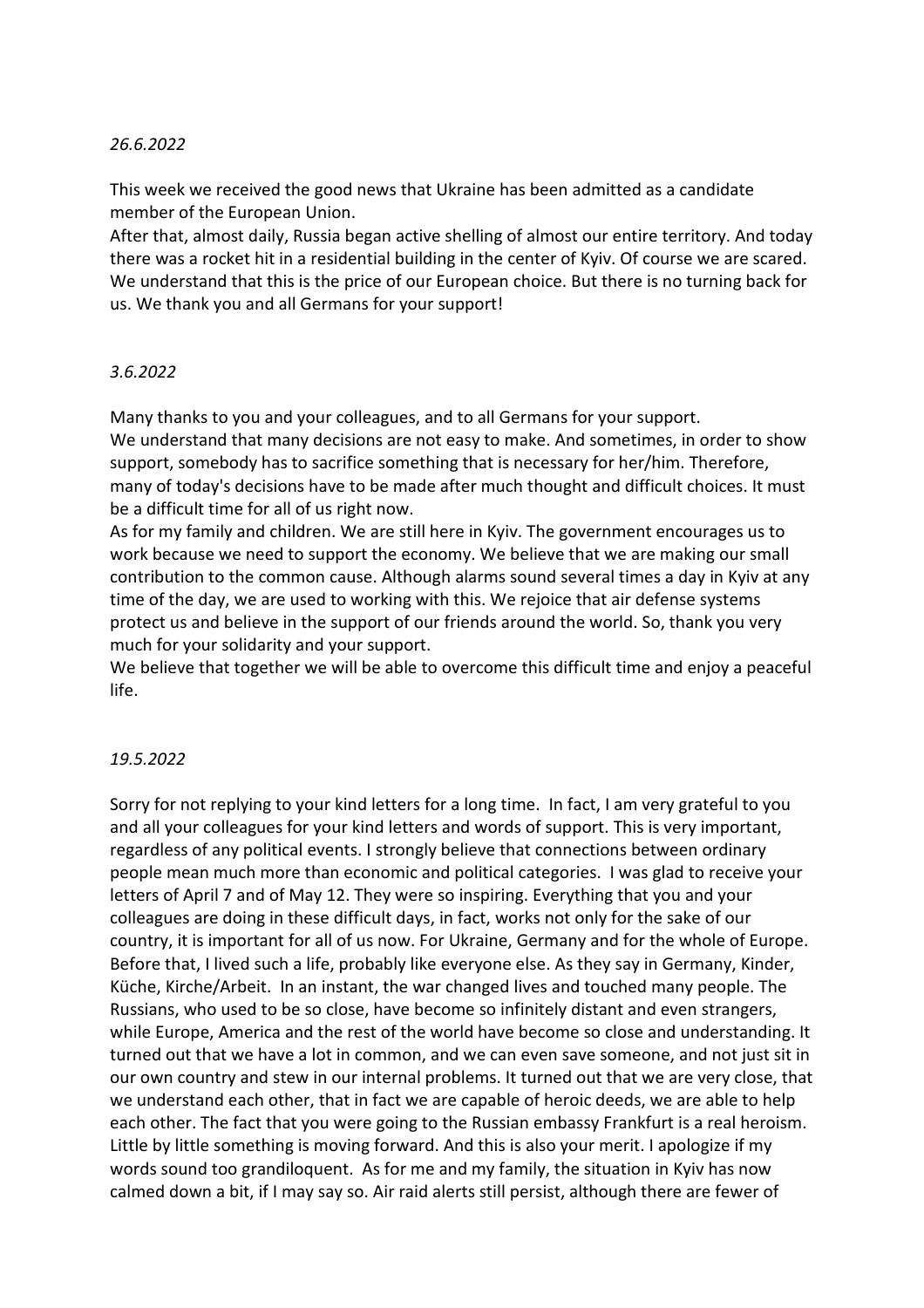*26.6.2022*

This week we received the good news that Ukraine has been admitted as a candidate member of the European Union.
After that, almost daily, Russia began active shelling of almost our entire territory. And today there was a rocket hit in a residential building in the center of Kyiv. Of course we are scared. We understand that this is the price of our European choice. But there is no turning back for us. We thank you and all Germans for your support!

*3.6.2022*

Many thanks to you and your colleagues, and to all Germans for your support.
We understand that many decisions are not easy to make. And sometimes, in order to show support, somebody has to sacrifice something that is necessary for her/him. Therefore, many of today's decisions have to be made after much thought and difficult choices. It must be a difficult time for all of us right now.
As for my family and children. We are still here in Kyiv. The government encourages us to work because we need to support the economy. We believe that we are making our small contribution to the common cause. Although alarms sound several times a day in Kyiv at any time of the day, we are used to working with this. We rejoice that air defense systems protect us and believe in the support of our friends around the world. So, thank you very much for your solidarity and your support.
We believe that together we will be able to overcome this difficult time and enjoy a peaceful life.

*19.5.2022*

Sorry for not replying to your kind letters for a long time. In fact, I am very grateful to you and all your colleagues for your kind letters and words of support. This is very important, regardless of any political events. I strongly believe that connections between ordinary people mean much more than economic and political categories. I was glad to receive your letters of April 7 and of May 12. They were so inspiring. Everything that you and your colleagues are doing in these difficult days, in fact, works not only for the sake of our country, it is important for all of us now. For Ukraine, Germany and for the whole of Europe. Before that, I lived such a life, probably like everyone else. As they say in Germany, Kinder, Küche, Kirche/Arbeit. In an instant, the war changed lives and touched many people. The Russians, who used to be so close, have become so infinitely distant and even strangers, while Europe, America and the rest of the world have become so close and understanding. It turned out that we have a lot in common, and we can even save someone, and not just sit in our own country and stew in our internal problems. It turned out that we are very close, that we understand each other, that in fact we are capable of heroic deeds, we are able to help each other. The fact that you were going to the Russian embassy Frankfurt is a real heroism. Little by little something is moving forward. And this is also your merit. I apologize if my words sound too grandiloquent. As for me and my family, the situation in Kyiv has now calmed down a bit, if I may say so. Air raid alerts still persist, although there are fewer of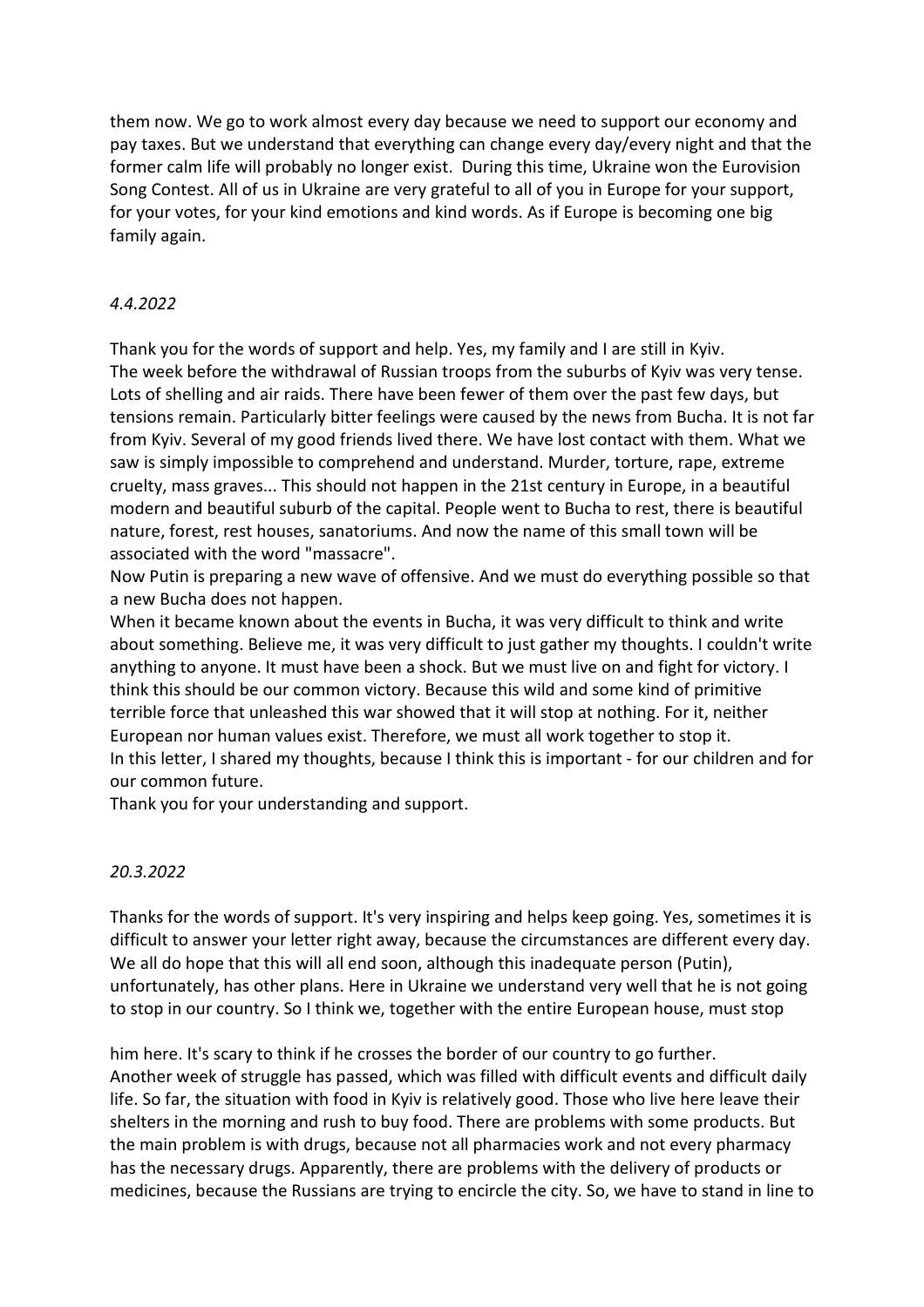them now. We go to work almost every day because we need to support our economy and pay taxes. But we understand that everything can change every day/every night and that the former calm life will probably no longer exist. During this time, Ukraine won the Eurovision Song Contest. All of us in Ukraine are very grateful to all of you in Europe for your support, for your votes, for your kind emotions and kind words. As if Europe is becoming one big family again.

*4.4.2022*

Thank you for the words of support and help. Yes, my family and I are still in Kyiv.
The week before the withdrawal of Russian troops from the suburbs of Kyiv was very tense. Lots of shelling and air raids. There have been fewer of them over the past few days, but tensions remain. Particularly bitter feelings were caused by the news from Bucha. It is not far from Kyiv. Several of my good friends lived there. We have lost contact with them. What we saw is simply impossible to comprehend and understand. Murder, torture, rape, extreme cruelty, mass graves... This should not happen in the 21st century in Europe, in a beautiful modern and beautiful suburb of the capital. People went to Bucha to rest, there is beautiful nature, forest, rest houses, sanatoriums. And now the name of this small town will be associated with the word "massacre".
Now Putin is preparing a new wave of offensive. And we must do everything possible so that a new Bucha does not happen.
When it became known about the events in Bucha, it was very difficult to think and write about something. Believe me, it was very difficult to just gather my thoughts. I couldn't write anything to anyone. It must have been a shock. But we must live on and fight for victory. I think this should be our common victory. Because this wild and some kind of primitive terrible force that unleashed this war showed that it will stop at nothing. For it, neither European nor human values exist. Therefore, we must all work together to stop it.
In this letter, I shared my thoughts, because I think this is important - for our children and for our common future.
Thank you for your understanding and support.

*20.3.2022*

Thanks for the words of support. It's very inspiring and helps keep going. Yes, sometimes it is difficult to answer your letter right away, because the circumstances are different every day. We all do hope that this will all end soon, although this inadequate person (Putin), unfortunately, has other plans. Here in Ukraine we understand very well that he is not going to stop in our country. So I think we, together with the entire European house, must stop him here. It's scary to think if he crosses the border of our country to go further.
Another week of struggle has passed, which was filled with difficult events and difficult daily life. So far, the situation with food in Kyiv is relatively good. Those who live here leave their shelters in the morning and rush to buy food. There are problems with some products. But the main problem is with drugs, because not all pharmacies work and not every pharmacy has the necessary drugs. Apparently, there are problems with the delivery of products or medicines, because the Russians are trying to encircle the city. So, we have to stand in line to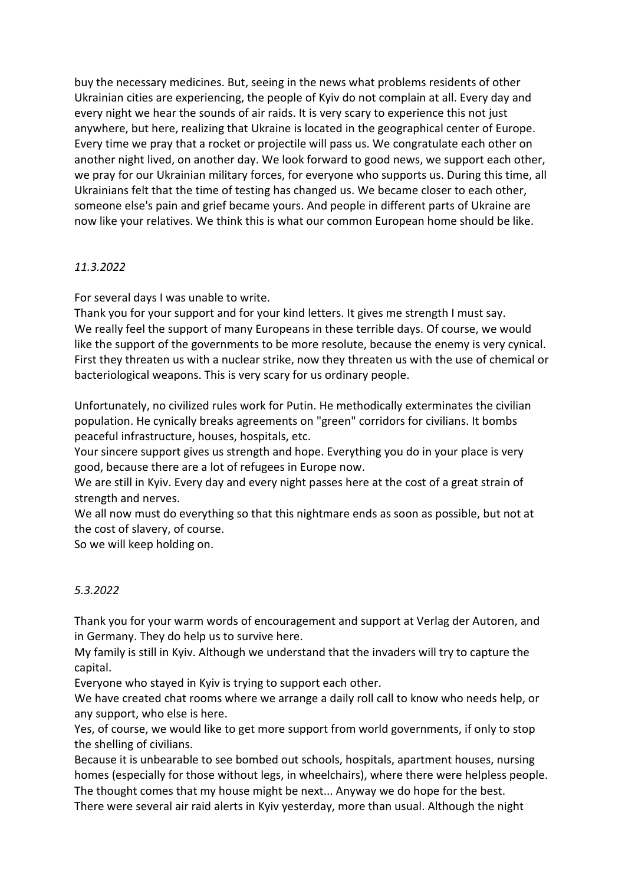buy the necessary medicines. But, seeing in the news what problems residents of other Ukrainian cities are experiencing, the people of Kyiv do not complain at all. Every day and every night we hear the sounds of air raids. It is very scary to experience this not just anywhere, but here, realizing that Ukraine is located in the geographical center of Europe. Every time we pray that a rocket or projectile will pass us. We congratulate each other on another night lived, on another day. We look forward to good news, we support each other, we pray for our Ukrainian military forces, for everyone who supports us. During this time, all Ukrainians felt that the time of testing has changed us. We became closer to each other, someone else's pain and grief became yours. And people in different parts of Ukraine are now like your relatives. We think this is what our common European home should be like.

*11.3.2022*

For several days I was unable to write.
Thank you for your support and for your kind letters. It gives me strength I must say.
We really feel the support of many Europeans in these terrible days. Of course, we would like the support of the governments to be more resolute, because the enemy is very cynical. First they threaten us with a nuclear strike, now they threaten us with the use of chemical or bacteriological weapons. This is very scary for us ordinary people.

Unfortunately, no civilized rules work for Putin. He methodically exterminates the civilian population. He cynically breaks agreements on "green" corridors for civilians. It bombs peaceful infrastructure, houses, hospitals, etc.
Your sincere support gives us strength and hope. Everything you do in your place is very good, because there are a lot of refugees in Europe now.
We are still in Kyiv. Every day and every night passes here at the cost of a great strain of strength and nerves.
We all now must do everything so that this nightmare ends as soon as possible, but not at the cost of slavery, of course.
So we will keep holding on.

*5.3.2022*

Thank you for your warm words of encouragement and support at Verlag der Autoren, and in Germany. They do help us to survive here.
My family is still in Kyiv. Although we understand that the invaders will try to capture the capital.
Everyone who stayed in Kyiv is trying to support each other.
We have created chat rooms where we arrange a daily roll call to know who needs help, or any support, who else is here.
Yes, of course, we would like to get more support from world governments, if only to stop the shelling of civilians.
Because it is unbearable to see bombed out schools, hospitals, apartment houses, nursing homes (especially for those without legs, in wheelchairs), where there were helpless people.
The thought comes that my house might be next... Anyway we do hope for the best.
There were several air raid alerts in Kyiv yesterday, more than usual. Although the night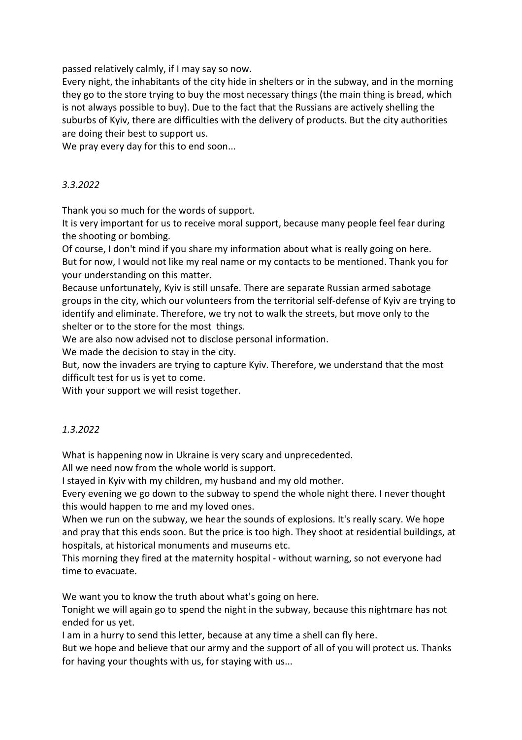passed relatively calmly, if I may say so now.
Every night, the inhabitants of the city hide in shelters or in the subway, and in the morning they go to the store trying to buy the most necessary things (the main thing is bread, which is not always possible to buy). Due to the fact that the Russians are actively shelling the suburbs of Kyiv, there are difficulties with the delivery of products. But the city authorities are doing their best to support us.
We pray every day for this to end soon...

*3.3.2022*

Thank you so much for the words of support.
It is very important for us to receive moral support, because many people feel fear during the shooting or bombing.
Of course, I don't mind if you share my information about what is really going on here.
But for now, I would not like my real name or my contacts to be mentioned. Thank you for your understanding on this matter.
Because unfortunately, Kyiv is still unsafe. There are separate Russian armed sabotage groups in the city, which our volunteers from the territorial self-defense of Kyiv are trying to identify and eliminate. Therefore, we try not to walk the streets, but move only to the shelter or to the store for the most  things.
We are also now advised not to disclose personal information.
We made the decision to stay in the city.
But, now the invaders are trying to capture Kyiv. Therefore, we understand that the most difficult test for us is yet to come.
With your support we will resist together.

*1.3.2022*

What is happening now in Ukraine is very scary and unprecedented.
All we need now from the whole world is support.
I stayed in Kyiv with my children, my husband and my old mother.
Every evening we go down to the subway to spend the whole night there. I never thought this would happen to me and my loved ones.
When we run on the subway, we hear the sounds of explosions. It's really scary. We hope and pray that this ends soon. But the price is too high. They shoot at residential buildings, at hospitals, at historical monuments and museums etc.
This morning they fired at the maternity hospital - without warning, so not everyone had time to evacuate.

We want you to know the truth about what's going on here.
Tonight we will again go to spend the night in the subway, because this nightmare has not ended for us yet.
I am in a hurry to send this letter, because at any time a shell can fly here.
But we hope and believe that our army and the support of all of you will protect us. Thanks for having your thoughts with us, for staying with us...